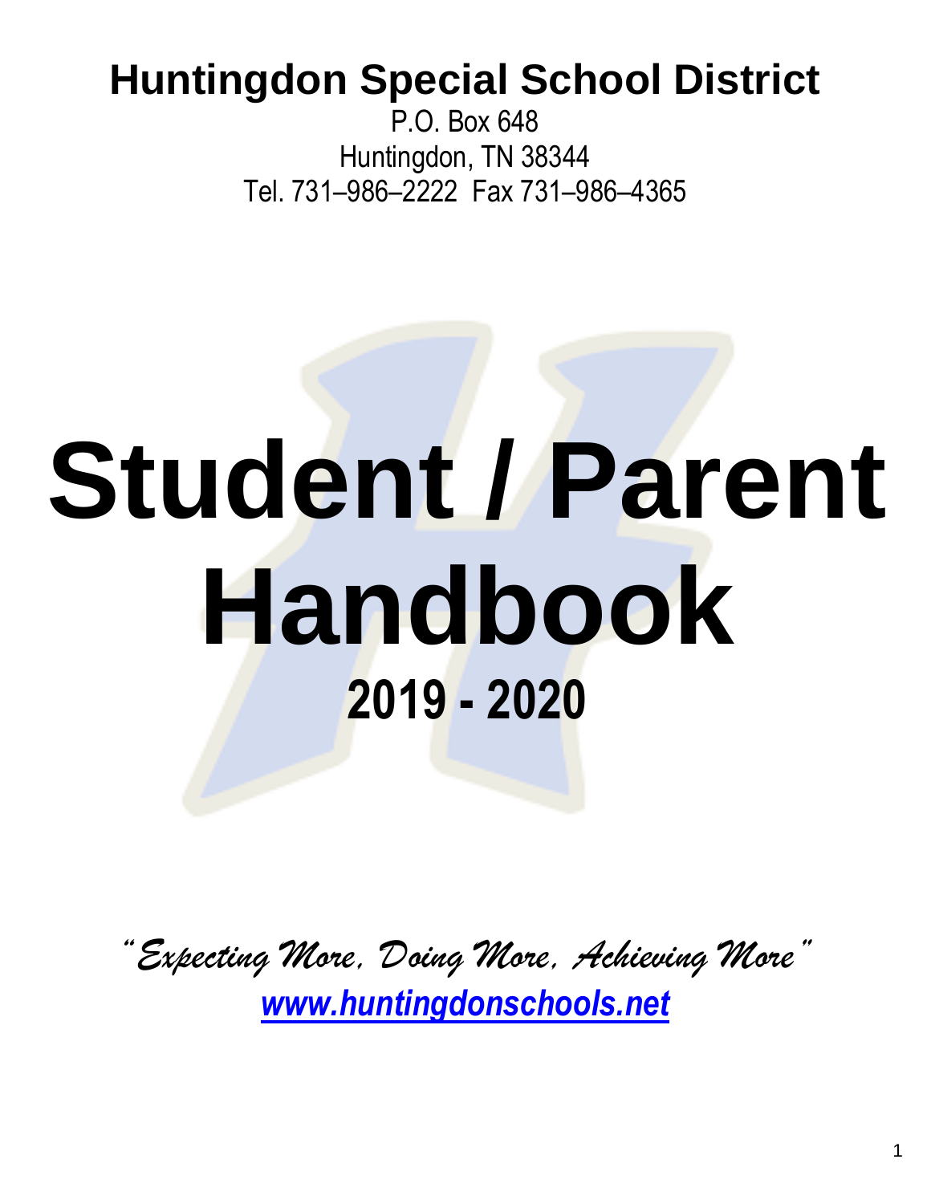# Huntingdon Special School District

P.O. Box 648
Huntingdon, TN 38344
Tel. 731–986–2222 Fax 731–986–4365

# Student / Parent Handbook

## 2019 - 2020

*"Expecting More, Doing More, Achieving More"*

[www.huntingdonschools.net](http://www.huntingdonschools.net)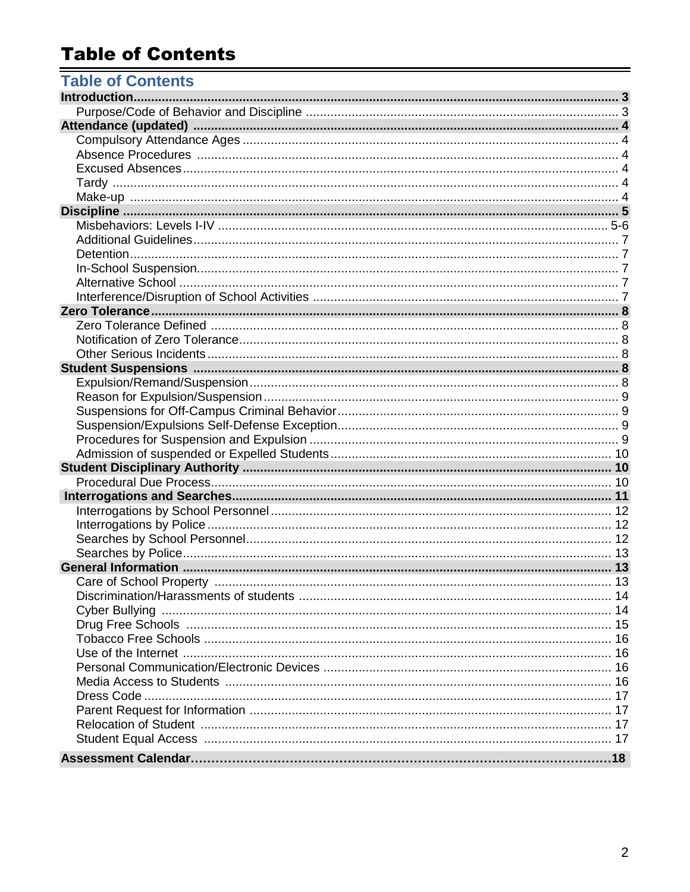# Table of Contents

## Table of Contents

| Section | Page |
|---|---|
| **Introduction** | **3** |
| Purpose/Code of Behavior and Discipline | 3 |
| **Attendance (updated)** | **4** |
| Compulsory Attendance Ages | 4 |
| Absence Procedures | 4 |
| Excused Absences | 4 |
| Tardy | 4 |
| Make-up | 4 |
| **Discipline** | **5** |
| Misbehaviors: Levels I-IV | 5-6 |
| Additional Guidelines | 7 |
| Detention | 7 |
| In-School Suspension | 7 |
| Alternative School | 7 |
| Interference/Disruption of School Activities | 7 |
| **Zero Tolerance** | **8** |
| Zero Tolerance Defined | 8 |
| Notification of Zero Tolerance | 8 |
| Other Serious Incidents | 8 |
| **Student Suspensions** | **8** |
| Expulsion/Remand/Suspension | 8 |
| Reason for Expulsion/Suspension | 9 |
| Suspensions for Off-Campus Criminal Behavior | 9 |
| Suspension/Expulsions Self-Defense Exception | 9 |
| Procedures for Suspension and Expulsion | 9 |
| Admission of suspended or Expelled Students | 10 |
| **Student Disciplinary Authority** | **10** |
| Procedural Due Process | 10 |
| **Interrogations and Searches** | **11** |
| Interrogations by School Personnel | 12 |
| Interrogations by Police | 12 |
| Searches by School Personnel | 12 |
| Searches by Police | 13 |
| **General Information** | **13** |
| Care of School Property | 13 |
| Discrimination/Harassments of students | 14 |
| Cyber Bullying | 14 |
| Drug Free Schools | 15 |
| Tobacco Free Schools | 16 |
| Use of the Internet | 16 |
| Personal Communication/Electronic Devices | 16 |
| Media Access to Students | 16 |
| Dress Code | 17 |
| Parent Request for Information | 17 |
| Relocation of Student | 17 |
| Student Equal Access | 17 |
| **Assessment Calendar** | **18** |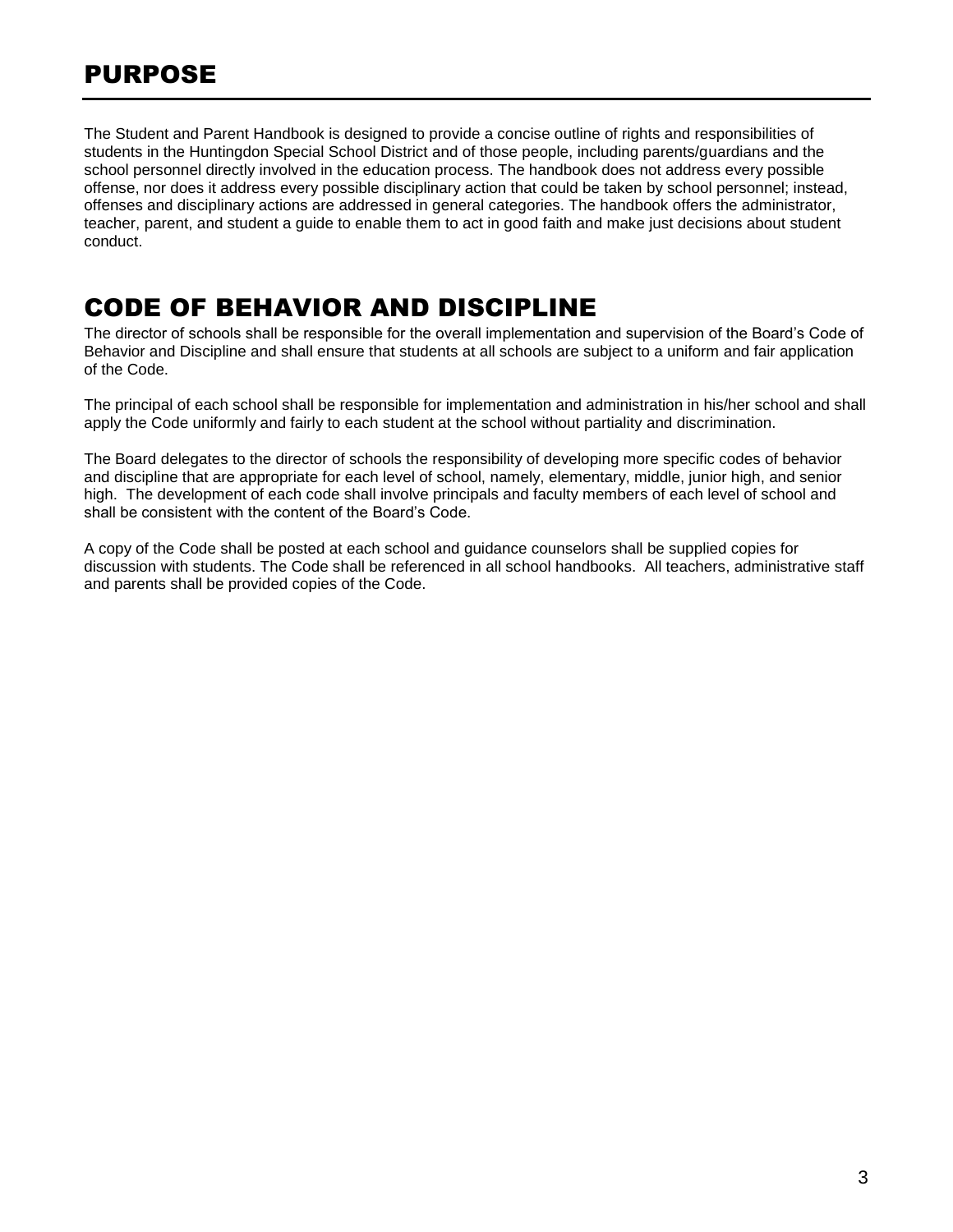# PURPOSE

The Student and Parent Handbook is designed to provide a concise outline of rights and responsibilities of students in the Huntingdon Special School District and of those people, including parents/guardians and the school personnel directly involved in the education process. The handbook does not address every possible offense, nor does it address every possible disciplinary action that could be taken by school personnel; instead, offenses and disciplinary actions are addressed in general categories. The handbook offers the administrator, teacher, parent, and student a guide to enable them to act in good faith and make just decisions about student conduct.

# CODE OF BEHAVIOR AND DISCIPLINE

The director of schools shall be responsible for the overall implementation and supervision of the Board's Code of Behavior and Discipline and shall ensure that students at all schools are subject to a uniform and fair application of the Code.

The principal of each school shall be responsible for implementation and administration in his/her school and shall apply the Code uniformly and fairly to each student at the school without partiality and discrimination.

The Board delegates to the director of schools the responsibility of developing more specific codes of behavior and discipline that are appropriate for each level of school, namely, elementary, middle, junior high, and senior high. The development of each code shall involve principals and faculty members of each level of school and shall be consistent with the content of the Board's Code.

A copy of the Code shall be posted at each school and guidance counselors shall be supplied copies for discussion with students. The Code shall be referenced in all school handbooks. All teachers, administrative staff and parents shall be provided copies of the Code.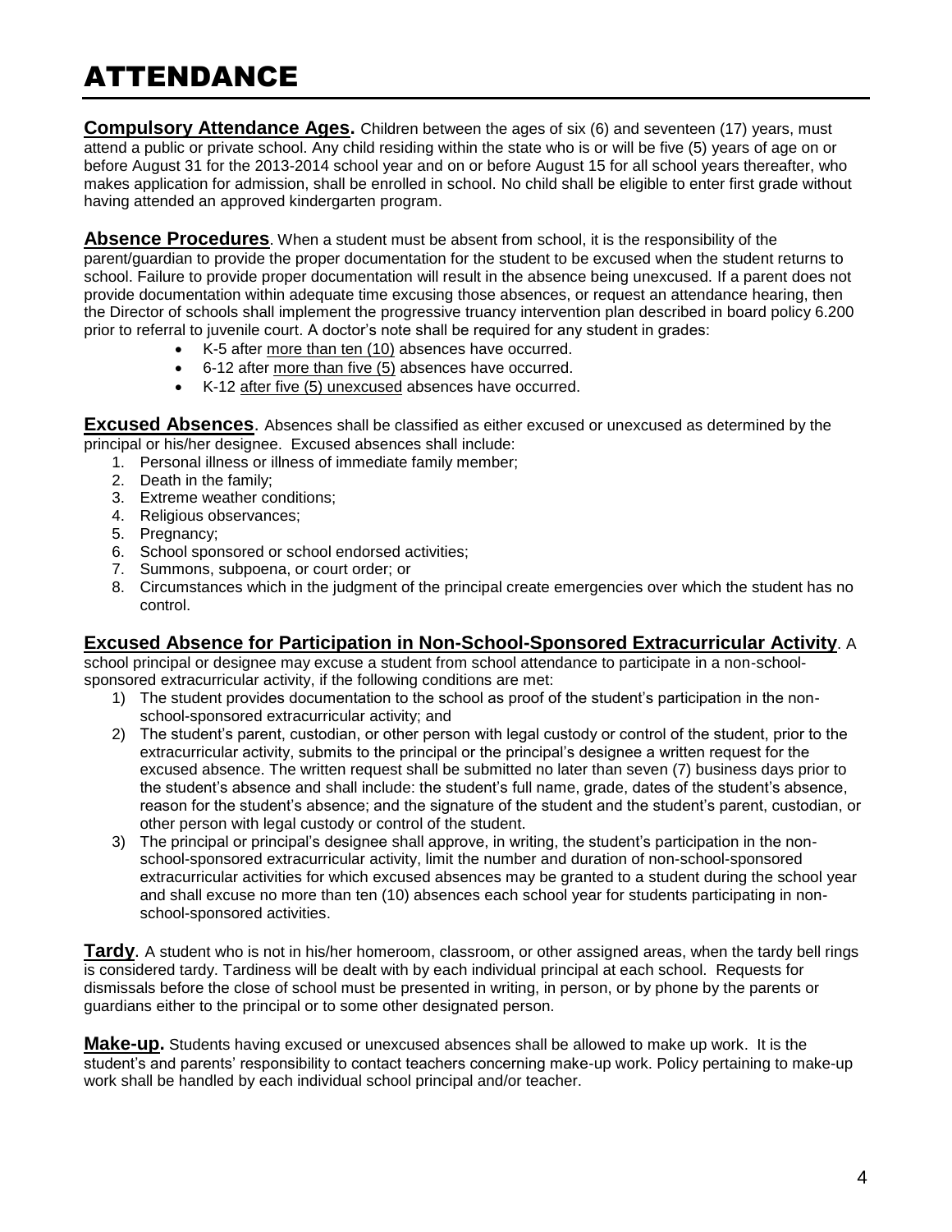# ATTENDANCE

**Compulsory Attendance Ages.** Children between the ages of six (6) and seventeen (17) years, must attend a public or private school. Any child residing within the state who is or will be five (5) years of age on or before August 31 for the 2013-2014 school year and on or before August 15 for all school years thereafter, who makes application for admission, shall be enrolled in school. No child shall be eligible to enter first grade without having attended an approved kindergarten program.

**Absence Procedures**. When a student must be absent from school, it is the responsibility of the parent/guardian to provide the proper documentation for the student to be excused when the student returns to school. Failure to provide proper documentation will result in the absence being unexcused. If a parent does not provide documentation within adequate time excusing those absences, or request an attendance hearing, then the Director of schools shall implement the progressive truancy intervention plan described in board policy 6.200 prior to referral to juvenile court. A doctor's note shall be required for any student in grades:

- K-5 after more than ten (10) absences have occurred.
- 6-12 after more than five (5) absences have occurred.
- K-12 after five (5) unexcused absences have occurred.

**Excused Absences**. Absences shall be classified as either excused or unexcused as determined by the principal or his/her designee. Excused absences shall include:

1. Personal illness or illness of immediate family member;
2. Death in the family;
3. Extreme weather conditions;
4. Religious observances;
5. Pregnancy;
6. School sponsored or school endorsed activities;
7. Summons, subpoena, or court order; or
8. Circumstances which in the judgment of the principal create emergencies over which the student has no control.

**Excused Absence for Participation in Non-School-Sponsored Extracurricular Activity**. A school principal or designee may excuse a student from school attendance to participate in a non-school-sponsored extracurricular activity, if the following conditions are met:

1) The student provides documentation to the school as proof of the student's participation in the non-school-sponsored extracurricular activity; and
2) The student's parent, custodian, or other person with legal custody or control of the student, prior to the extracurricular activity, submits to the principal or the principal's designee a written request for the excused absence. The written request shall be submitted no later than seven (7) business days prior to the student's absence and shall include: the student's full name, grade, dates of the student's absence, reason for the student's absence; and the signature of the student and the student's parent, custodian, or other person with legal custody or control of the student.
3) The principal or principal's designee shall approve, in writing, the student's participation in the non-school-sponsored extracurricular activity, limit the number and duration of non-school-sponsored extracurricular activities for which excused absences may be granted to a student during the school year and shall excuse no more than ten (10) absences each school year for students participating in non-school-sponsored activities.

**Tardy**. A student who is not in his/her homeroom, classroom, or other assigned areas, when the tardy bell rings is considered tardy. Tardiness will be dealt with by each individual principal at each school. Requests for dismissals before the close of school must be presented in writing, in person, or by phone by the parents or guardians either to the principal or to some other designated person.

**Make-up.** Students having excused or unexcused absences shall be allowed to make up work. It is the student's and parents' responsibility to contact teachers concerning make-up work. Policy pertaining to make-up work shall be handled by each individual school principal and/or teacher.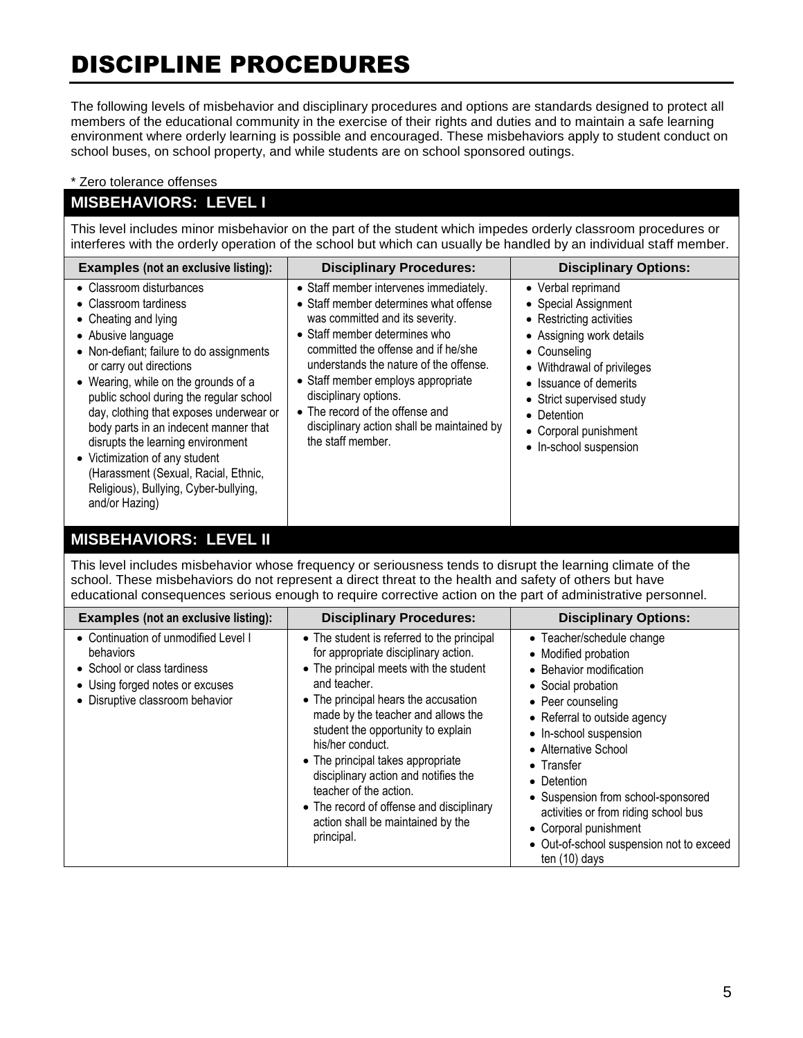# DISCIPLINE PROCEDURES

The following levels of misbehavior and disciplinary procedures and options are standards designed to protect all members of the educational community in the exercise of their rights and duties and to maintain a safe learning environment where orderly learning is possible and encouraged. These misbehaviors apply to student conduct on school buses, on school property, and while students are on school sponsored outings.

\* Zero tolerance offenses

## MISBEHAVIORS: LEVEL I

This level includes minor misbehavior on the part of the student which impedes orderly classroom procedures or interferes with the orderly operation of the school but which can usually be handled by an individual staff member.

| Examples (not an exclusive listing): | Disciplinary Procedures: | Disciplinary Options: |
|---|---|---|
| • Classroom disturbances<br>• Classroom tardiness<br>• Cheating and lying<br>• Abusive language<br>• Non-defiant; failure to do assignments or carry out directions<br>• Wearing, while on the grounds of a public school during the regular school day, clothing that exposes underwear or body parts in an indecent manner that disrupts the learning environment<br>• Victimization of any student (Harassment (Sexual, Racial, Ethnic, Religious), Bullying, Cyber-bullying, and/or Hazing) | • Staff member intervenes immediately.<br>• Staff member determines what offense was committed and its severity.<br>• Staff member determines who committed the offense and if he/she understands the nature of the offense.<br>• Staff member employs appropriate disciplinary options.<br>• The record of the offense and disciplinary action shall be maintained by the staff member. | • Verbal reprimand<br>• Special Assignment<br>• Restricting activities<br>• Assigning work details<br>• Counseling<br>• Withdrawal of privileges<br>• Issuance of demerits<br>• Strict supervised study<br>• Detention<br>• Corporal punishment<br>• In-school suspension |

## MISBEHAVIORS: LEVEL II

This level includes misbehavior whose frequency or seriousness tends to disrupt the learning climate of the school. These misbehaviors do not represent a direct threat to the health and safety of others but have educational consequences serious enough to require corrective action on the part of administrative personnel.

| Examples (not an exclusive listing): | Disciplinary Procedures: | Disciplinary Options: |
|---|---|---|
| • Continuation of unmodified Level I behaviors<br>• School or class tardiness<br>• Using forged notes or excuses<br>• Disruptive classroom behavior | • The student is referred to the principal for appropriate disciplinary action.<br>• The principal meets with the student and teacher.<br>• The principal hears the accusation made by the teacher and allows the student the opportunity to explain his/her conduct.<br>• The principal takes appropriate disciplinary action and notifies the teacher of the action.<br>• The record of offense and disciplinary action shall be maintained by the principal. | • Teacher/schedule change<br>• Modified probation<br>• Behavior modification<br>• Social probation<br>• Peer counseling<br>• Referral to outside agency<br>• In-school suspension<br>• Alternative School<br>• Transfer<br>• Detention<br>• Suspension from school-sponsored activities or from riding school bus<br>• Corporal punishment<br>• Out-of-school suspension not to exceed ten (10) days |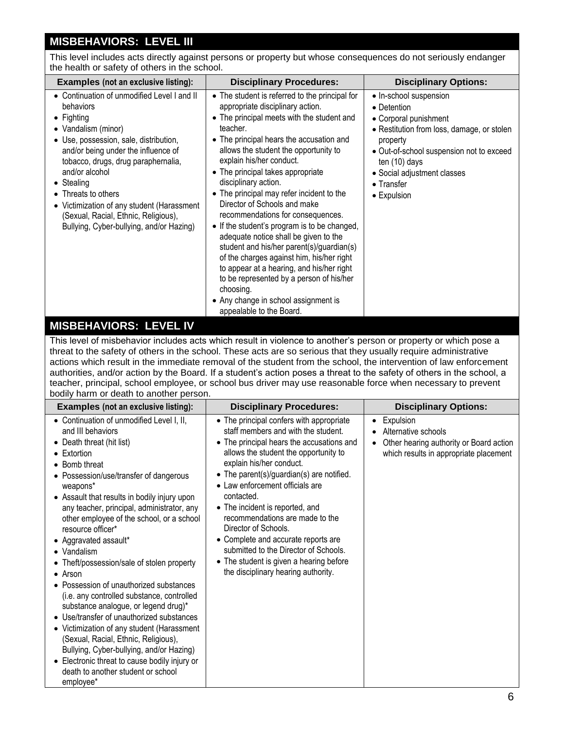## MISBEHAVIORS: LEVEL III

This level includes acts directly against persons or property but whose consequences do not seriously endanger the health or safety of others in the school.

| Examples (not an exclusive listing): | Disciplinary Procedures: | Disciplinary Options: |
|---|---|---|
| • Continuation of unmodified Level I and II behaviors<br>• Fighting<br>• Vandalism (minor)<br>• Use, possession, sale, distribution, and/or being under the influence of tobacco, drugs, drug paraphernalia, and/or alcohol<br>• Stealing<br>• Threats to others<br>• Victimization of any student (Harassment (Sexual, Racial, Ethnic, Religious), Bullying, Cyber-bullying, and/or Hazing) | • The student is referred to the principal for appropriate disciplinary action.<br>• The principal meets with the student and teacher.<br>• The principal hears the accusation and allows the student the opportunity to explain his/her conduct.<br>• The principal takes appropriate disciplinary action.<br>• The principal may refer incident to the Director of Schools and make recommendations for consequences.<br>• If the student's program is to be changed, adequate notice shall be given to the student and his/her parent(s)/guardian(s) of the charges against him, his/her right to appear at a hearing, and his/her right to be represented by a person of his/her choosing.<br>• Any change in school assignment is appealable to the Board. | • In-school suspension<br>• Detention<br>• Corporal punishment<br>• Restitution from loss, damage, or stolen property<br>• Out-of-school suspension not to exceed ten (10) days<br>• Social adjustment classes<br>• Transfer<br>• Expulsion |

## MISBEHAVIORS: LEVEL IV

This level of misbehavior includes acts which result in violence to another's person or property or which pose a threat to the safety of others in the school. These acts are so serious that they usually require administrative actions which result in the immediate removal of the student from the school, the intervention of law enforcement authorities, and/or action by the Board. If a student's action poses a threat to the safety of others in the school, a teacher, principal, school employee, or school bus driver may use reasonable force when necessary to prevent bodily harm or death to another person.

| Examples (not an exclusive listing): | Disciplinary Procedures: | Disciplinary Options: |
|---|---|---|
| • Continuation of unmodified Level I, II, and III behaviors<br>• Death threat (hit list)<br>• Extortion<br>• Bomb threat<br>• Possession/use/transfer of dangerous weapons*<br>• Assault that results in bodily injury upon any teacher, principal, administrator, any other employee of the school, or a school resource officer*<br>• Aggravated assault*<br>• Vandalism<br>• Theft/possession/sale of stolen property<br>• Arson<br>• Possession of unauthorized substances (i.e. any controlled substance, controlled substance analogue, or legend drug)*<br>• Use/transfer of unauthorized substances<br>• Victimization of any student (Harassment (Sexual, Racial, Ethnic, Religious), Bullying, Cyber-bullying, and/or Hazing)<br>• Electronic threat to cause bodily injury or death to another student or school employee* | • The principal confers with appropriate staff members and with the student.<br>• The principal hears the accusations and allows the student the opportunity to explain his/her conduct.<br>• The parent(s)/guardian(s) are notified.<br>• Law enforcement officials are contacted.<br>• The incident is reported, and recommendations are made to the Director of Schools.<br>• Complete and accurate reports are submitted to the Director of Schools.<br>• The student is given a hearing before the disciplinary hearing authority. | • Expulsion<br>• Alternative schools<br>• Other hearing authority or Board action which results in appropriate placement |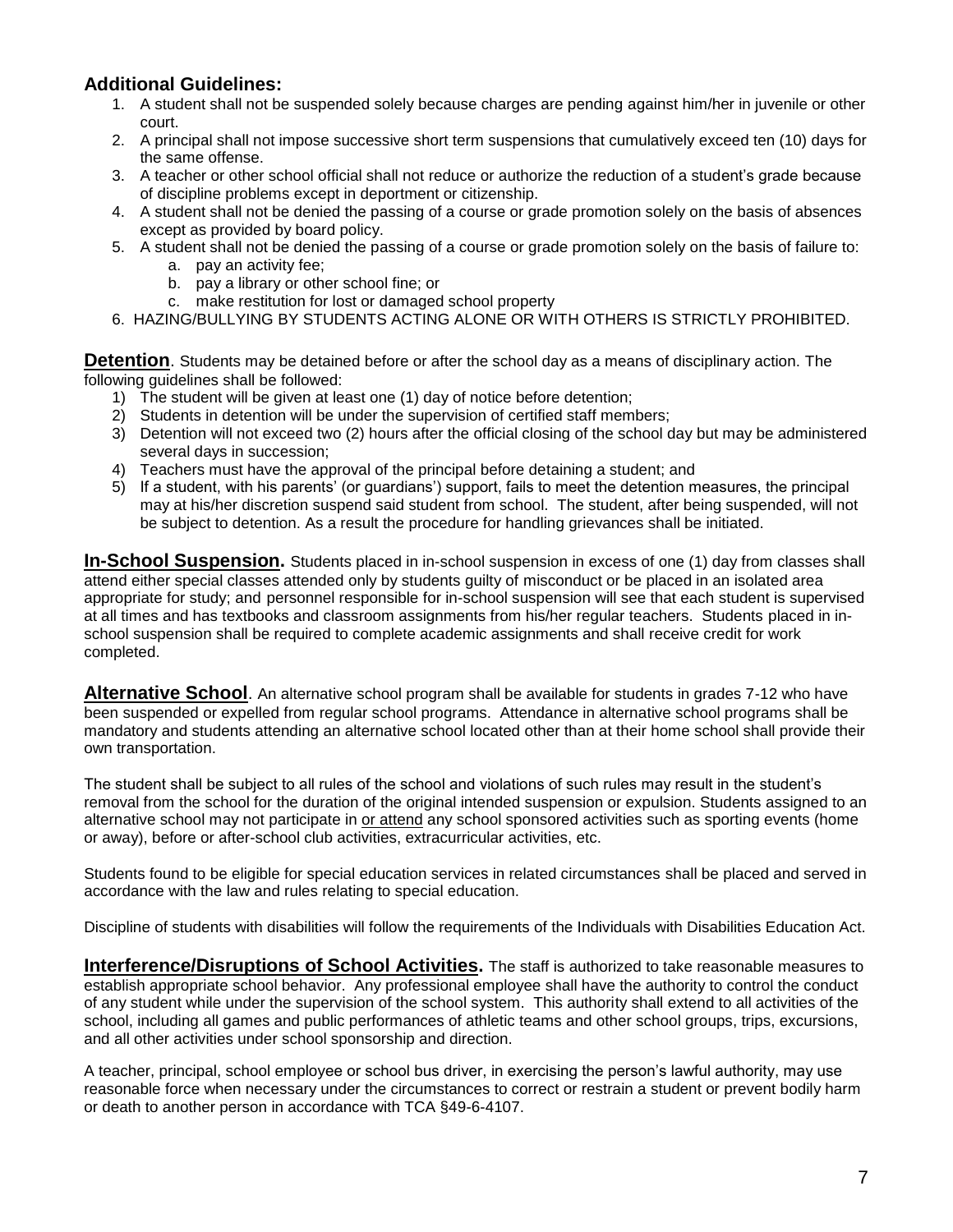### Additional Guidelines:

1. A student shall not be suspended solely because charges are pending against him/her in juvenile or other court.
2. A principal shall not impose successive short term suspensions that cumulatively exceed ten (10) days for the same offense.
3. A teacher or other school official shall not reduce or authorize the reduction of a student's grade because of discipline problems except in deportment or citizenship.
4. A student shall not be denied the passing of a course or grade promotion solely on the basis of absences except as provided by board policy.
5. A student shall not be denied the passing of a course or grade promotion solely on the basis of failure to:
    a. pay an activity fee;
    b. pay a library or other school fine; or
    c. make restitution for lost or damaged school property
6. HAZING/BULLYING BY STUDENTS ACTING ALONE OR WITH OTHERS IS STRICTLY PROHIBITED.

**Detention**. Students may be detained before or after the school day as a means of disciplinary action. The following guidelines shall be followed:

1) The student will be given at least one (1) day of notice before detention;
2) Students in detention will be under the supervision of certified staff members;
3) Detention will not exceed two (2) hours after the official closing of the school day but may be administered several days in succession;
4) Teachers must have the approval of the principal before detaining a student; and
5) If a student, with his parents' (or guardians') support, fails to meet the detention measures, the principal may at his/her discretion suspend said student from school. The student, after being suspended, will not be subject to detention. As a result the procedure for handling grievances shall be initiated.

**In-School Suspension.** Students placed in in-school suspension in excess of one (1) day from classes shall attend either special classes attended only by students guilty of misconduct or be placed in an isolated area appropriate for study; and personnel responsible for in-school suspension will see that each student is supervised at all times and has textbooks and classroom assignments from his/her regular teachers. Students placed in in-school suspension shall be required to complete academic assignments and shall receive credit for work completed.

**Alternative School**. An alternative school program shall be available for students in grades 7-12 who have been suspended or expelled from regular school programs. Attendance in alternative school programs shall be mandatory and students attending an alternative school located other than at their home school shall provide their own transportation.

The student shall be subject to all rules of the school and violations of such rules may result in the student's removal from the school for the duration of the original intended suspension or expulsion. Students assigned to an alternative school may not participate in <u>or attend</u> any school sponsored activities such as sporting events (home or away), before or after-school club activities, extracurricular activities, etc.

Students found to be eligible for special education services in related circumstances shall be placed and served in accordance with the law and rules relating to special education.

Discipline of students with disabilities will follow the requirements of the Individuals with Disabilities Education Act.

**Interference/Disruptions of School Activities.** The staff is authorized to take reasonable measures to establish appropriate school behavior. Any professional employee shall have the authority to control the conduct of any student while under the supervision of the school system. This authority shall extend to all activities of the school, including all games and public performances of athletic teams and other school groups, trips, excursions, and all other activities under school sponsorship and direction.

A teacher, principal, school employee or school bus driver, in exercising the person's lawful authority, may use reasonable force when necessary under the circumstances to correct or restrain a student or prevent bodily harm or death to another person in accordance with TCA §49-6-4107.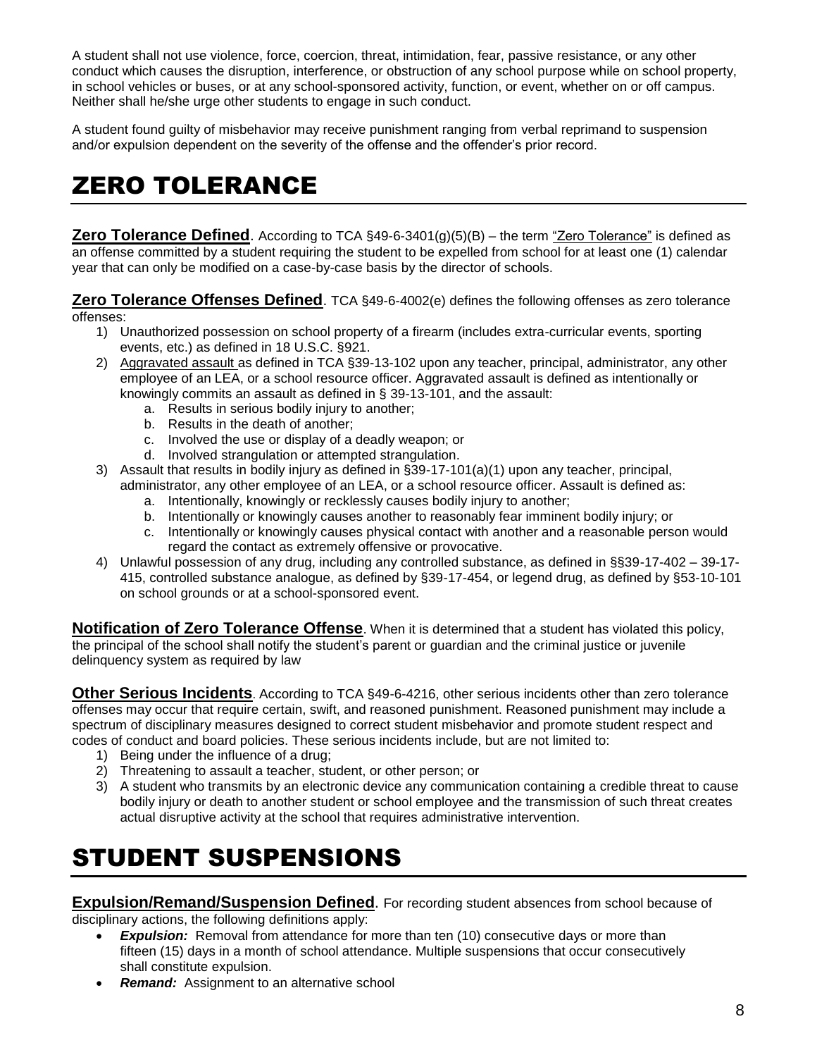A student shall not use violence, force, coercion, threat, intimidation, fear, passive resistance, or any other conduct which causes the disruption, interference, or obstruction of any school purpose while on school property, in school vehicles or buses, or at any school-sponsored activity, function, or event, whether on or off campus. Neither shall he/she urge other students to engage in such conduct.

A student found guilty of misbehavior may receive punishment ranging from verbal reprimand to suspension and/or expulsion dependent on the severity of the offense and the offender's prior record.

# ZERO TOLERANCE

**Zero Tolerance Defined**. According to TCA §49-6-3401(g)(5)(B) – the term "Zero Tolerance" is defined as an offense committed by a student requiring the student to be expelled from school for at least one (1) calendar year that can only be modified on a case-by-case basis by the director of schools.

**Zero Tolerance Offenses Defined**. TCA §49-6-4002(e) defines the following offenses as zero tolerance offenses:

1) Unauthorized possession on school property of a firearm (includes extra-curricular events, sporting events, etc.) as defined in 18 U.S.C. §921.
2) Aggravated assault as defined in TCA §39-13-102 upon any teacher, principal, administrator, any other employee of an LEA, or a school resource officer. Aggravated assault is defined as intentionally or knowingly commits an assault as defined in § 39-13-101, and the assault:
    a. Results in serious bodily injury to another;
    b. Results in the death of another;
    c. Involved the use or display of a deadly weapon; or
    d. Involved strangulation or attempted strangulation.
3) Assault that results in bodily injury as defined in §39-17-101(a)(1) upon any teacher, principal, administrator, any other employee of an LEA, or a school resource officer. Assault is defined as:
    a. Intentionally, knowingly or recklessly causes bodily injury to another;
    b. Intentionally or knowingly causes another to reasonably fear imminent bodily injury; or
    c. Intentionally or knowingly causes physical contact with another and a reasonable person would regard the contact as extremely offensive or provocative.
4) Unlawful possession of any drug, including any controlled substance, as defined in §§39-17-402 – 39-17-415, controlled substance analogue, as defined by §39-17-454, or legend drug, as defined by §53-10-101 on school grounds or at a school-sponsored event.

**Notification of Zero Tolerance Offense**. When it is determined that a student has violated this policy, the principal of the school shall notify the student's parent or guardian and the criminal justice or juvenile delinquency system as required by law

**Other Serious Incidents**. According to TCA §49-6-4216, other serious incidents other than zero tolerance offenses may occur that require certain, swift, and reasoned punishment. Reasoned punishment may include a spectrum of disciplinary measures designed to correct student misbehavior and promote student respect and codes of conduct and board policies. These serious incidents include, but are not limited to:

1) Being under the influence of a drug;
2) Threatening to assault a teacher, student, or other person; or
3) A student who transmits by an electronic device any communication containing a credible threat to cause bodily injury or death to another student or school employee and the transmission of such threat creates actual disruptive activity at the school that requires administrative intervention.

# STUDENT SUSPENSIONS

**Expulsion/Remand/Suspension Defined**. For recording student absences from school because of disciplinary actions, the following definitions apply:

- ***Expulsion:*** Removal from attendance for more than ten (10) consecutive days or more than fifteen (15) days in a month of school attendance. Multiple suspensions that occur consecutively shall constitute expulsion.
- ***Remand:*** Assignment to an alternative school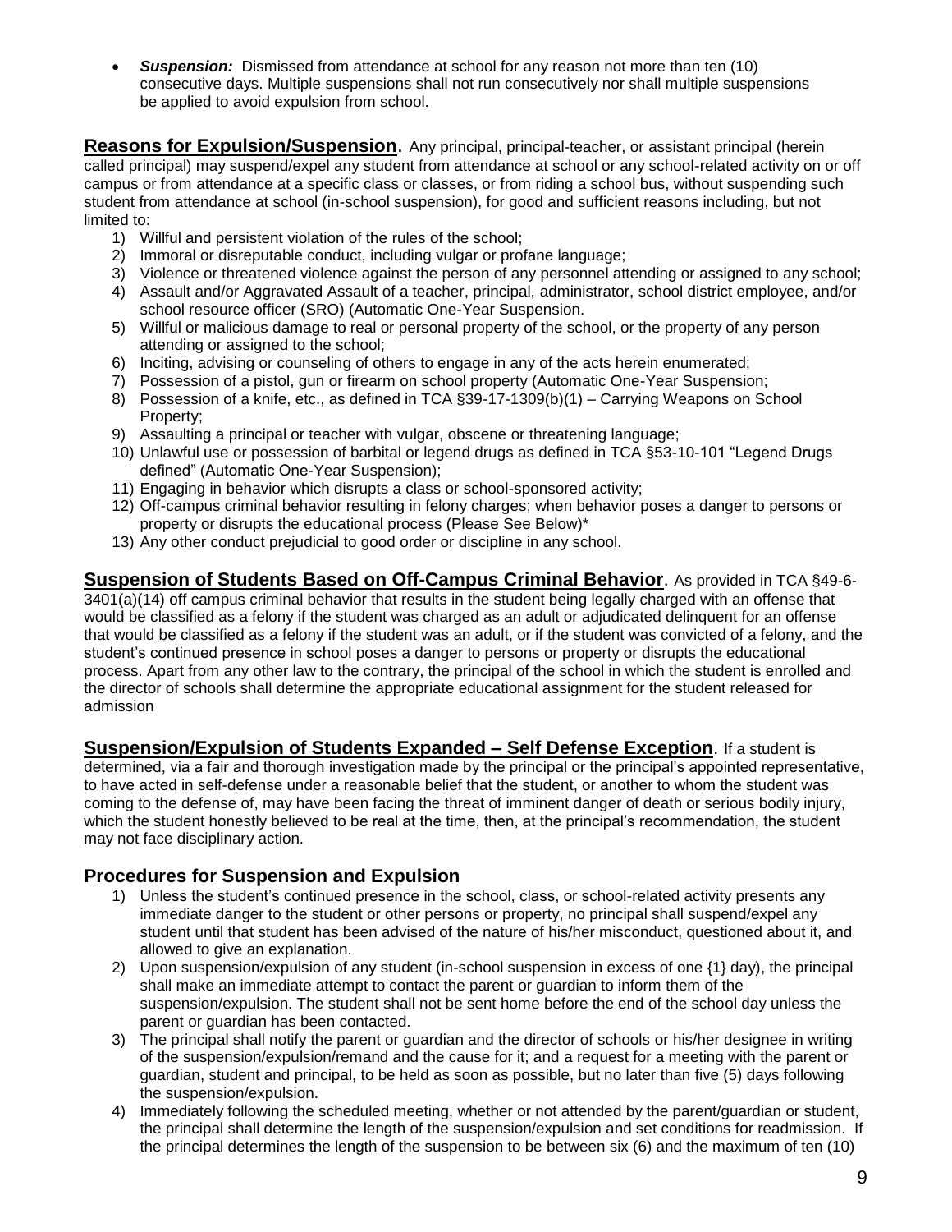- ***Suspension:*** Dismissed from attendance at school for any reason not more than ten (10) consecutive days. Multiple suspensions shall not run consecutively nor shall multiple suspensions be applied to avoid expulsion from school.

**Reasons for Expulsion/Suspension**. Any principal, principal-teacher, or assistant principal (herein called principal) may suspend/expel any student from attendance at school or any school-related activity on or off campus or from attendance at a specific class or classes, or from riding a school bus, without suspending such student from attendance at school (in-school suspension), for good and sufficient reasons including, but not limited to:

1) Willful and persistent violation of the rules of the school;
2) Immoral or disreputable conduct, including vulgar or profane language;
3) Violence or threatened violence against the person of any personnel attending or assigned to any school;
4) Assault and/or Aggravated Assault of a teacher, principal, administrator, school district employee, and/or school resource officer (SRO) (Automatic One-Year Suspension.
5) Willful or malicious damage to real or personal property of the school, or the property of any person attending or assigned to the school;
6) Inciting, advising or counseling of others to engage in any of the acts herein enumerated;
7) Possession of a pistol, gun or firearm on school property (Automatic One-Year Suspension;
8) Possession of a knife, etc., as defined in TCA §39-17-1309(b)(1) – Carrying Weapons on School Property;
9) Assaulting a principal or teacher with vulgar, obscene or threatening language;
10) Unlawful use or possession of barbital or legend drugs as defined in TCA §53-10-101 "Legend Drugs defined" (Automatic One-Year Suspension);
11) Engaging in behavior which disrupts a class or school-sponsored activity;
12) Off-campus criminal behavior resulting in felony charges; when behavior poses a danger to persons or property or disrupts the educational process (Please See Below)*
13) Any other conduct prejudicial to good order or discipline in any school.

**Suspension of Students Based on Off-Campus Criminal Behavior**. As provided in TCA §49-6-3401(a)(14) off campus criminal behavior that results in the student being legally charged with an offense that would be classified as a felony if the student was charged as an adult or adjudicated delinquent for an offense that would be classified as a felony if the student was an adult, or if the student was convicted of a felony, and the student's continued presence in school poses a danger to persons or property or disrupts the educational process. Apart from any other law to the contrary, the principal of the school in which the student is enrolled and the director of schools shall determine the appropriate educational assignment for the student released for admission

**Suspension/Expulsion of Students Expanded – Self Defense Exception**. If a student is determined, via a fair and thorough investigation made by the principal or the principal's appointed representative, to have acted in self-defense under a reasonable belief that the student, or another to whom the student was coming to the defense of, may have been facing the threat of imminent danger of death or serious bodily injury, which the student honestly believed to be real at the time, then, at the principal's recommendation, the student may not face disciplinary action.

## Procedures for Suspension and Expulsion

1) Unless the student's continued presence in the school, class, or school-related activity presents any immediate danger to the student or other persons or property, no principal shall suspend/expel any student until that student has been advised of the nature of his/her misconduct, questioned about it, and allowed to give an explanation.
2) Upon suspension/expulsion of any student (in-school suspension in excess of one {1} day), the principal shall make an immediate attempt to contact the parent or guardian to inform them of the suspension/expulsion. The student shall not be sent home before the end of the school day unless the parent or guardian has been contacted.
3) The principal shall notify the parent or guardian and the director of schools or his/her designee in writing of the suspension/expulsion/remand and the cause for it; and a request for a meeting with the parent or guardian, student and principal, to be held as soon as possible, but no later than five (5) days following the suspension/expulsion.
4) Immediately following the scheduled meeting, whether or not attended by the parent/guardian or student, the principal shall determine the length of the suspension/expulsion and set conditions for readmission. If the principal determines the length of the suspension to be between six (6) and the maximum of ten (10)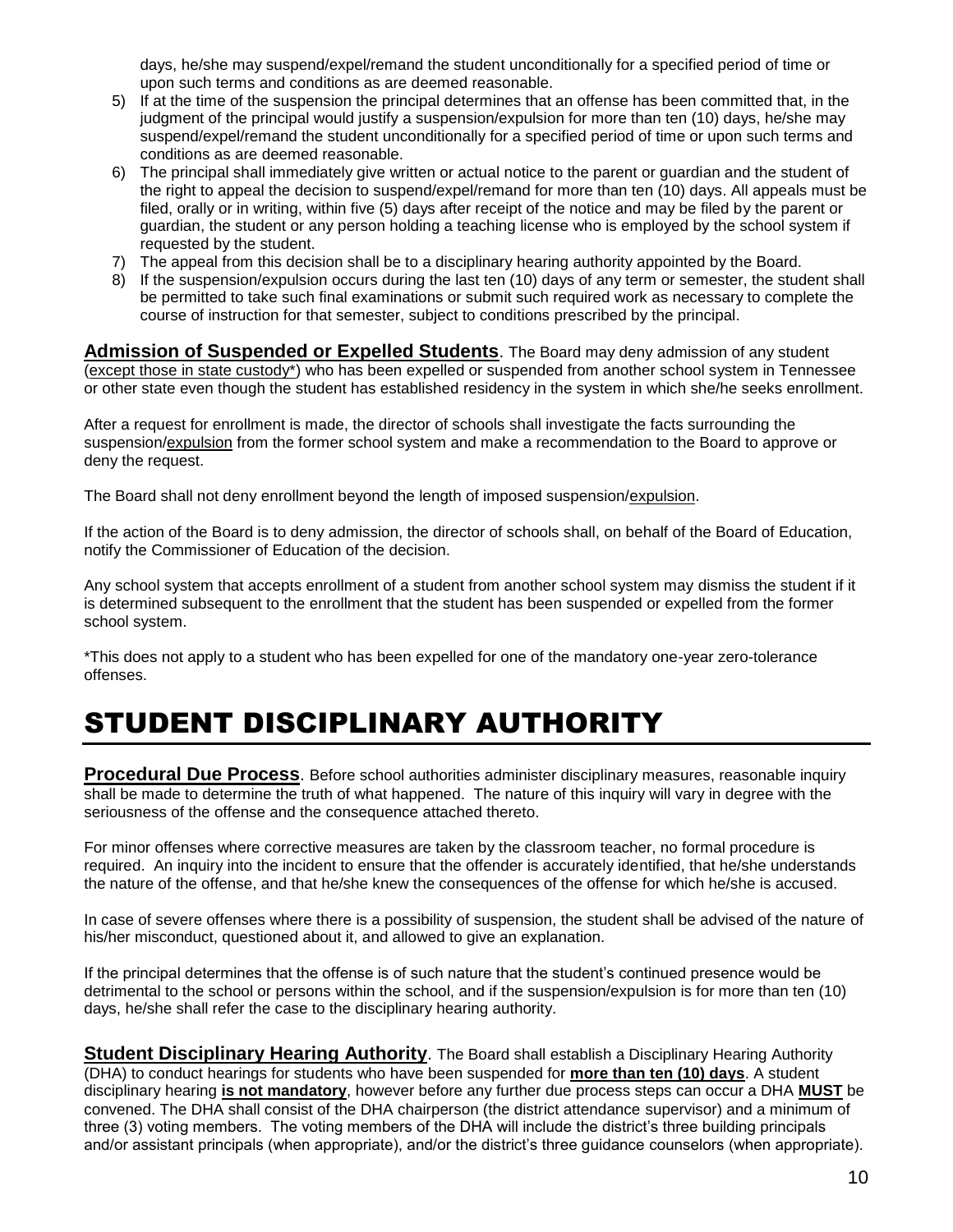days, he/she may suspend/expel/remand the student unconditionally for a specified period of time or upon such terms and conditions as are deemed reasonable.

5) If at the time of the suspension the principal determines that an offense has been committed that, in the judgment of the principal would justify a suspension/expulsion for more than ten (10) days, he/she may suspend/expel/remand the student unconditionally for a specified period of time or upon such terms and conditions as are deemed reasonable.
6) The principal shall immediately give written or actual notice to the parent or guardian and the student of the right to appeal the decision to suspend/expel/remand for more than ten (10) days. All appeals must be filed, orally or in writing, within five (5) days after receipt of the notice and may be filed by the parent or guardian, the student or any person holding a teaching license who is employed by the school system if requested by the student.
7) The appeal from this decision shall be to a disciplinary hearing authority appointed by the Board.
8) If the suspension/expulsion occurs during the last ten (10) days of any term or semester, the student shall be permitted to take such final examinations or submit such required work as necessary to complete the course of instruction for that semester, subject to conditions prescribed by the principal.

**Admission of Suspended or Expelled Students**. The Board may deny admission of any student (except those in state custody*) who has been expelled or suspended from another school system in Tennessee or other state even though the student has established residency in the system in which she/he seeks enrollment.

After a request for enrollment is made, the director of schools shall investigate the facts surrounding the suspension/expulsion from the former school system and make a recommendation to the Board to approve or deny the request.

The Board shall not deny enrollment beyond the length of imposed suspension/expulsion.

If the action of the Board is to deny admission, the director of schools shall, on behalf of the Board of Education, notify the Commissioner of Education of the decision.

Any school system that accepts enrollment of a student from another school system may dismiss the student if it is determined subsequent to the enrollment that the student has been suspended or expelled from the former school system.

*This does not apply to a student who has been expelled for one of the mandatory one-year zero-tolerance offenses.

# STUDENT DISCIPLINARY AUTHORITY

**Procedural Due Process**. Before school authorities administer disciplinary measures, reasonable inquiry shall be made to determine the truth of what happened. The nature of this inquiry will vary in degree with the seriousness of the offense and the consequence attached thereto.

For minor offenses where corrective measures are taken by the classroom teacher, no formal procedure is required. An inquiry into the incident to ensure that the offender is accurately identified, that he/she understands the nature of the offense, and that he/she knew the consequences of the offense for which he/she is accused.

In case of severe offenses where there is a possibility of suspension, the student shall be advised of the nature of his/her misconduct, questioned about it, and allowed to give an explanation.

If the principal determines that the offense is of such nature that the student's continued presence would be detrimental to the school or persons within the school, and if the suspension/expulsion is for more than ten (10) days, he/she shall refer the case to the disciplinary hearing authority.

**Student Disciplinary Hearing Authority**. The Board shall establish a Disciplinary Hearing Authority (DHA) to conduct hearings for students who have been suspended for **more than ten (10) days**. A student disciplinary hearing **is not mandatory**, however before any further due process steps can occur a DHA **MUST** be convened. The DHA shall consist of the DHA chairperson (the district attendance supervisor) and a minimum of three (3) voting members. The voting members of the DHA will include the district's three building principals and/or assistant principals (when appropriate), and/or the district's three guidance counselors (when appropriate).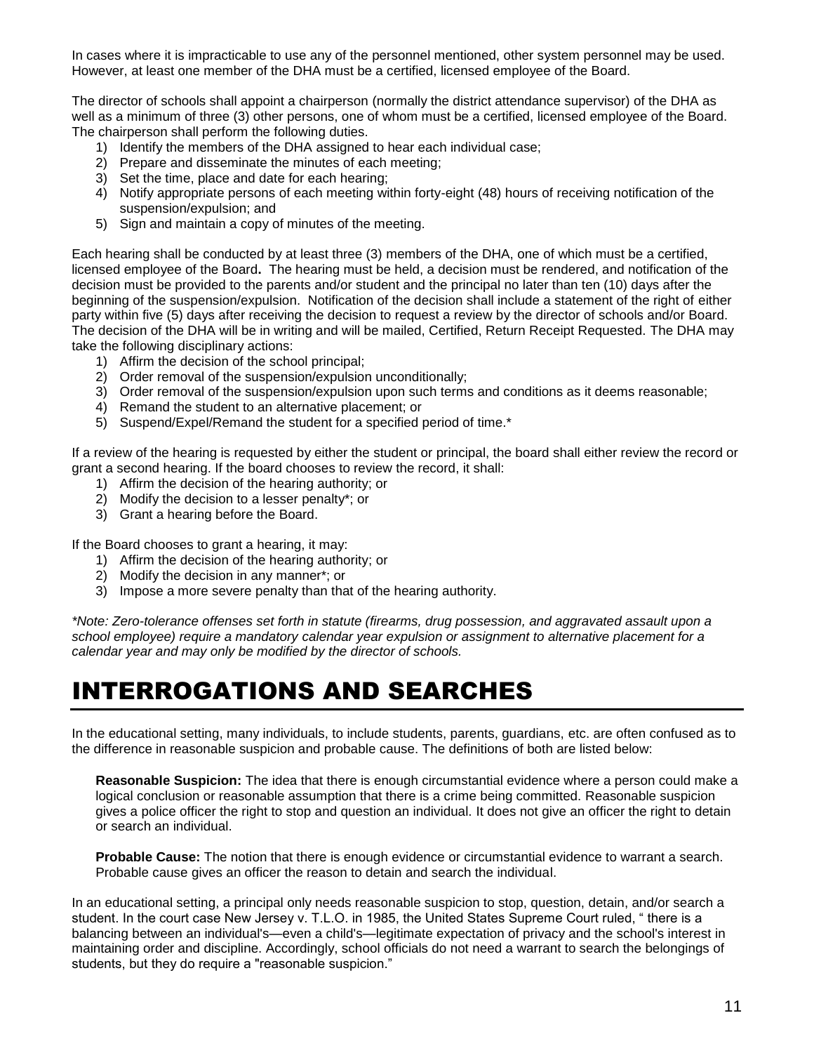In cases where it is impracticable to use any of the personnel mentioned, other system personnel may be used. However, at least one member of the DHA must be a certified, licensed employee of the Board.

The director of schools shall appoint a chairperson (normally the district attendance supervisor) of the DHA as well as a minimum of three (3) other persons, one of whom must be a certified, licensed employee of the Board. The chairperson shall perform the following duties.

1) Identify the members of the DHA assigned to hear each individual case;
2) Prepare and disseminate the minutes of each meeting;
3) Set the time, place and date for each hearing;
4) Notify appropriate persons of each meeting within forty-eight (48) hours of receiving notification of the suspension/expulsion; and
5) Sign and maintain a copy of minutes of the meeting.

Each hearing shall be conducted by at least three (3) members of the DHA, one of which must be a certified, licensed employee of the Board**.** The hearing must be held, a decision must be rendered, and notification of the decision must be provided to the parents and/or student and the principal no later than ten (10) days after the beginning of the suspension/expulsion. Notification of the decision shall include a statement of the right of either party within five (5) days after receiving the decision to request a review by the director of schools and/or Board. The decision of the DHA will be in writing and will be mailed, Certified, Return Receipt Requested. The DHA may take the following disciplinary actions:

1) Affirm the decision of the school principal;
2) Order removal of the suspension/expulsion unconditionally;
3) Order removal of the suspension/expulsion upon such terms and conditions as it deems reasonable;
4) Remand the student to an alternative placement; or
5) Suspend/Expel/Remand the student for a specified period of time.*

If a review of the hearing is requested by either the student or principal, the board shall either review the record or grant a second hearing. If the board chooses to review the record, it shall:

1) Affirm the decision of the hearing authority; or
2) Modify the decision to a lesser penalty*; or
3) Grant a hearing before the Board.

If the Board chooses to grant a hearing, it may:

1) Affirm the decision of the hearing authority; or
2) Modify the decision in any manner*; or
3) Impose a more severe penalty than that of the hearing authority.

*\*Note: Zero-tolerance offenses set forth in statute (firearms, drug possession, and aggravated assault upon a school employee) require a mandatory calendar year expulsion or assignment to alternative placement for a calendar year and may only be modified by the director of schools.*

# INTERROGATIONS AND SEARCHES

In the educational setting, many individuals, to include students, parents, guardians, etc. are often confused as to the difference in reasonable suspicion and probable cause. The definitions of both are listed below:

**Reasonable Suspicion:** The idea that there is enough circumstantial evidence where a person could make a logical conclusion or reasonable assumption that there is a crime being committed. Reasonable suspicion gives a police officer the right to stop and question an individual. It does not give an officer the right to detain or search an individual.

**Probable Cause:** The notion that there is enough evidence or circumstantial evidence to warrant a search. Probable cause gives an officer the reason to detain and search the individual.

In an educational setting, a principal only needs reasonable suspicion to stop, question, detain, and/or search a student. In the court case New Jersey v. T.L.O. in 1985, the United States Supreme Court ruled, " there is a balancing between an individual's—even a child's—legitimate expectation of privacy and the school's interest in maintaining order and discipline. Accordingly, school officials do not need a warrant to search the belongings of students, but they do require a "reasonable suspicion."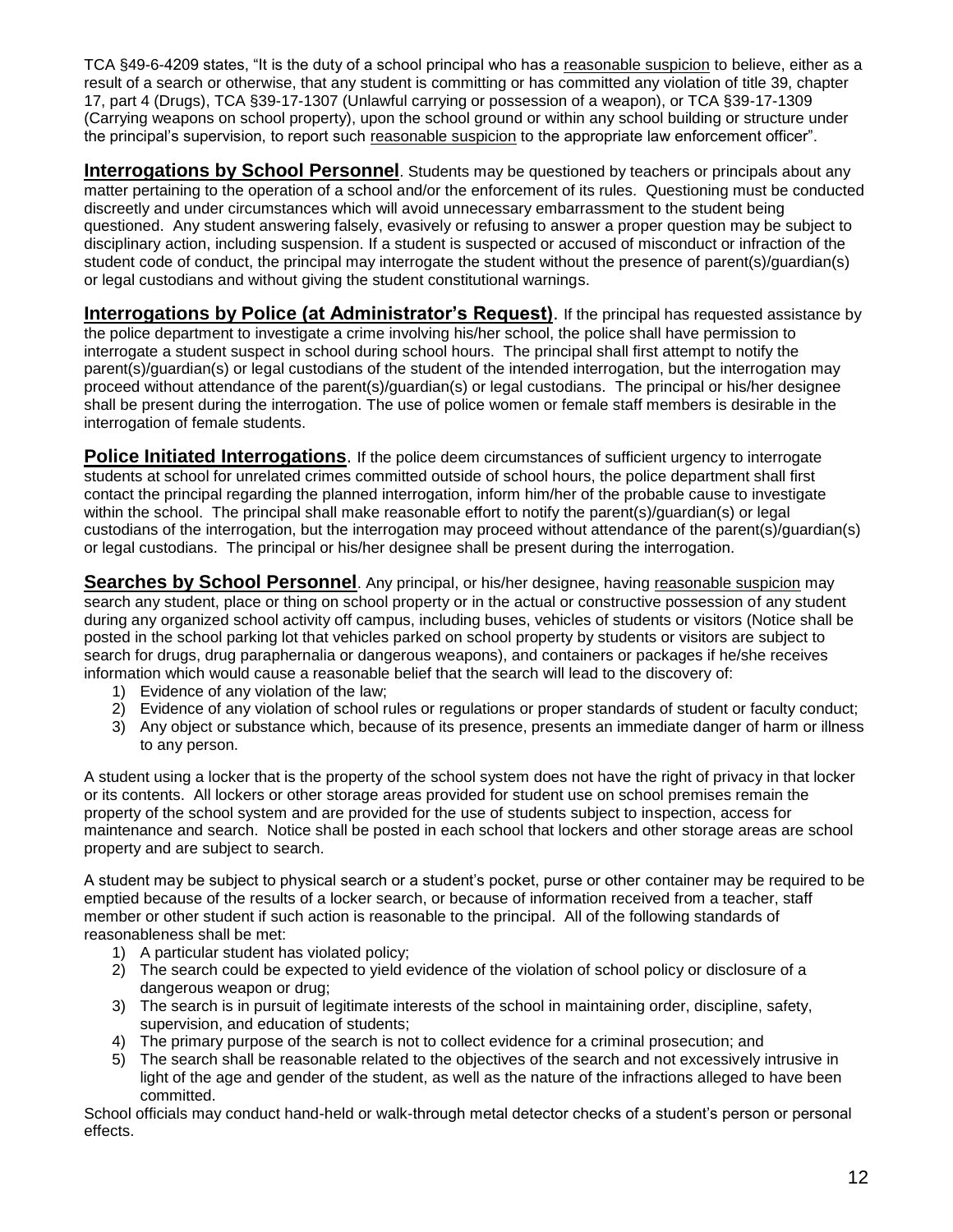TCA §49-6-4209 states, "It is the duty of a school principal who has a reasonable suspicion to believe, either as a result of a search or otherwise, that any student is committing or has committed any violation of title 39, chapter 17, part 4 (Drugs), TCA §39-17-1307 (Unlawful carrying or possession of a weapon), or TCA §39-17-1309 (Carrying weapons on school property), upon the school ground or within any school building or structure under the principal's supervision, to report such reasonable suspicion to the appropriate law enforcement officer".

**Interrogations by School Personnel**. Students may be questioned by teachers or principals about any matter pertaining to the operation of a school and/or the enforcement of its rules. Questioning must be conducted discreetly and under circumstances which will avoid unnecessary embarrassment to the student being questioned. Any student answering falsely, evasively or refusing to answer a proper question may be subject to disciplinary action, including suspension. If a student is suspected or accused of misconduct or infraction of the student code of conduct, the principal may interrogate the student without the presence of parent(s)/guardian(s) or legal custodians and without giving the student constitutional warnings.

**Interrogations by Police (at Administrator's Request)**. If the principal has requested assistance by the police department to investigate a crime involving his/her school, the police shall have permission to interrogate a student suspect in school during school hours. The principal shall first attempt to notify the parent(s)/guardian(s) or legal custodians of the student of the intended interrogation, but the interrogation may proceed without attendance of the parent(s)/guardian(s) or legal custodians. The principal or his/her designee shall be present during the interrogation. The use of police women or female staff members is desirable in the interrogation of female students.

**Police Initiated Interrogations**. If the police deem circumstances of sufficient urgency to interrogate students at school for unrelated crimes committed outside of school hours, the police department shall first contact the principal regarding the planned interrogation, inform him/her of the probable cause to investigate within the school. The principal shall make reasonable effort to notify the parent(s)/guardian(s) or legal custodians of the interrogation, but the interrogation may proceed without attendance of the parent(s)/guardian(s) or legal custodians. The principal or his/her designee shall be present during the interrogation.

**Searches by School Personnel**. Any principal, or his/her designee, having reasonable suspicion may search any student, place or thing on school property or in the actual or constructive possession of any student during any organized school activity off campus, including buses, vehicles of students or visitors (Notice shall be posted in the school parking lot that vehicles parked on school property by students or visitors are subject to search for drugs, drug paraphernalia or dangerous weapons), and containers or packages if he/she receives information which would cause a reasonable belief that the search will lead to the discovery of:

1) Evidence of any violation of the law;
2) Evidence of any violation of school rules or regulations or proper standards of student or faculty conduct;
3) Any object or substance which, because of its presence, presents an immediate danger of harm or illness to any person.

A student using a locker that is the property of the school system does not have the right of privacy in that locker or its contents. All lockers or other storage areas provided for student use on school premises remain the property of the school system and are provided for the use of students subject to inspection, access for maintenance and search. Notice shall be posted in each school that lockers and other storage areas are school property and are subject to search.

A student may be subject to physical search or a student's pocket, purse or other container may be required to be emptied because of the results of a locker search, or because of information received from a teacher, staff member or other student if such action is reasonable to the principal. All of the following standards of reasonableness shall be met:

1) A particular student has violated policy;
2) The search could be expected to yield evidence of the violation of school policy or disclosure of a dangerous weapon or drug;
3) The search is in pursuit of legitimate interests of the school in maintaining order, discipline, safety, supervision, and education of students;
4) The primary purpose of the search is not to collect evidence for a criminal prosecution; and
5) The search shall be reasonable related to the objectives of the search and not excessively intrusive in light of the age and gender of the student, as well as the nature of the infractions alleged to have been committed.

School officials may conduct hand-held or walk-through metal detector checks of a student's person or personal effects.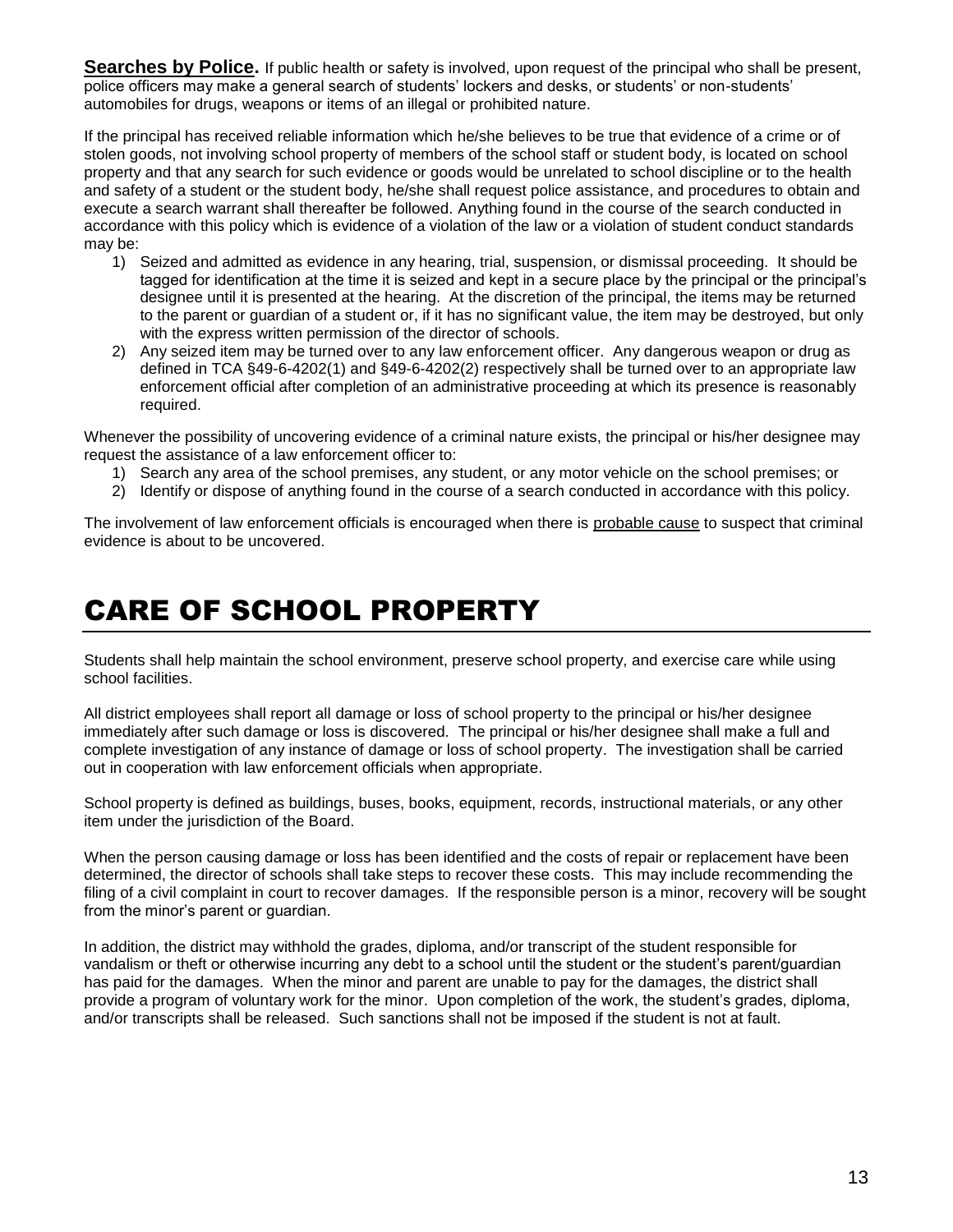**Searches by Police.** If public health or safety is involved, upon request of the principal who shall be present, police officers may make a general search of students' lockers and desks, or students' or non-students' automobiles for drugs, weapons or items of an illegal or prohibited nature.

If the principal has received reliable information which he/she believes to be true that evidence of a crime or of stolen goods, not involving school property of members of the school staff or student body, is located on school property and that any search for such evidence or goods would be unrelated to school discipline or to the health and safety of a student or the student body, he/she shall request police assistance, and procedures to obtain and execute a search warrant shall thereafter be followed. Anything found in the course of the search conducted in accordance with this policy which is evidence of a violation of the law or a violation of student conduct standards may be:

1) Seized and admitted as evidence in any hearing, trial, suspension, or dismissal proceeding. It should be tagged for identification at the time it is seized and kept in a secure place by the principal or the principal's designee until it is presented at the hearing. At the discretion of the principal, the items may be returned to the parent or guardian of a student or, if it has no significant value, the item may be destroyed, but only with the express written permission of the director of schools.
2) Any seized item may be turned over to any law enforcement officer. Any dangerous weapon or drug as defined in TCA §49-6-4202(1) and §49-6-4202(2) respectively shall be turned over to an appropriate law enforcement official after completion of an administrative proceeding at which its presence is reasonably required.

Whenever the possibility of uncovering evidence of a criminal nature exists, the principal or his/her designee may request the assistance of a law enforcement officer to:

1) Search any area of the school premises, any student, or any motor vehicle on the school premises; or
2) Identify or dispose of anything found in the course of a search conducted in accordance with this policy.

The involvement of law enforcement officials is encouraged when there is probable cause to suspect that criminal evidence is about to be uncovered.

# CARE OF SCHOOL PROPERTY

Students shall help maintain the school environment, preserve school property, and exercise care while using school facilities.

All district employees shall report all damage or loss of school property to the principal or his/her designee immediately after such damage or loss is discovered. The principal or his/her designee shall make a full and complete investigation of any instance of damage or loss of school property. The investigation shall be carried out in cooperation with law enforcement officials when appropriate.

School property is defined as buildings, buses, books, equipment, records, instructional materials, or any other item under the jurisdiction of the Board.

When the person causing damage or loss has been identified and the costs of repair or replacement have been determined, the director of schools shall take steps to recover these costs. This may include recommending the filing of a civil complaint in court to recover damages. If the responsible person is a minor, recovery will be sought from the minor's parent or guardian.

In addition, the district may withhold the grades, diploma, and/or transcript of the student responsible for vandalism or theft or otherwise incurring any debt to a school until the student or the student's parent/guardian has paid for the damages. When the minor and parent are unable to pay for the damages, the district shall provide a program of voluntary work for the minor. Upon completion of the work, the student's grades, diploma, and/or transcripts shall be released. Such sanctions shall not be imposed if the student is not at fault.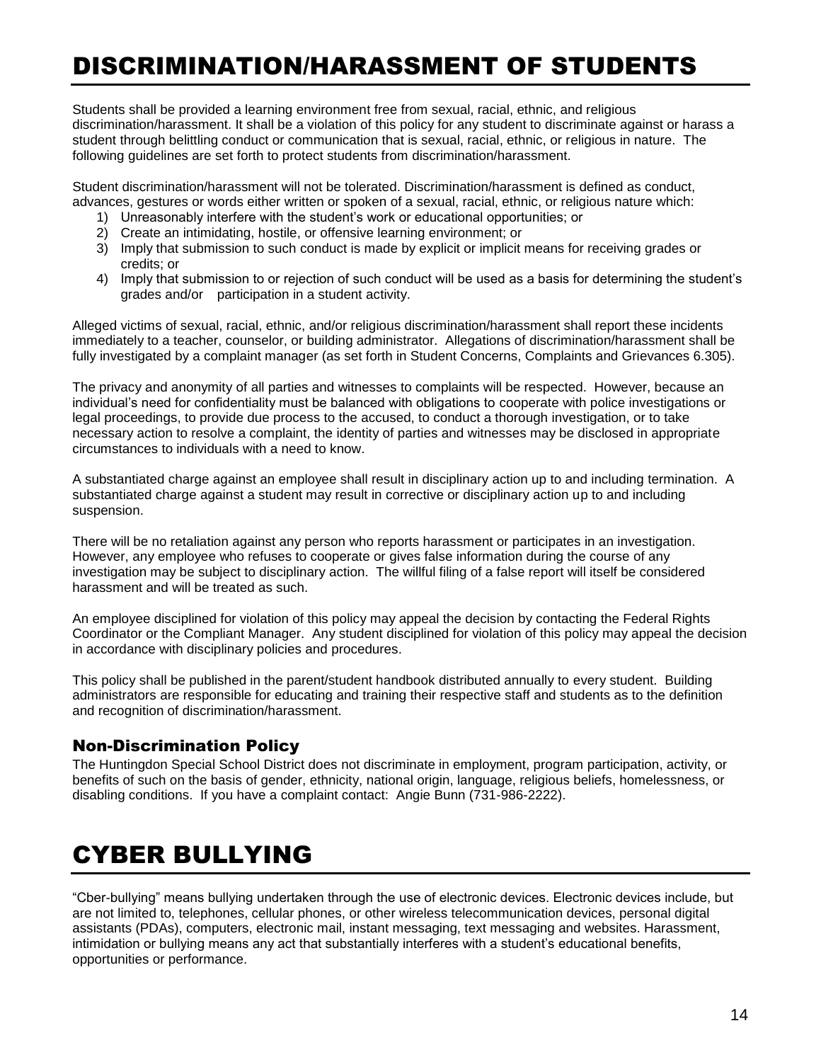# DISCRIMINATION/HARASSMENT OF STUDENTS

Students shall be provided a learning environment free from sexual, racial, ethnic, and religious discrimination/harassment. It shall be a violation of this policy for any student to discriminate against or harass a student through belittling conduct or communication that is sexual, racial, ethnic, or religious in nature. The following guidelines are set forth to protect students from discrimination/harassment.

Student discrimination/harassment will not be tolerated. Discrimination/harassment is defined as conduct, advances, gestures or words either written or spoken of a sexual, racial, ethnic, or religious nature which:

1) Unreasonably interfere with the student's work or educational opportunities; or
2) Create an intimidating, hostile, or offensive learning environment; or
3) Imply that submission to such conduct is made by explicit or implicit means for receiving grades or credits; or
4) Imply that submission to or rejection of such conduct will be used as a basis for determining the student's grades and/or participation in a student activity.

Alleged victims of sexual, racial, ethnic, and/or religious discrimination/harassment shall report these incidents immediately to a teacher, counselor, or building administrator. Allegations of discrimination/harassment shall be fully investigated by a complaint manager (as set forth in Student Concerns, Complaints and Grievances 6.305).

The privacy and anonymity of all parties and witnesses to complaints will be respected. However, because an individual's need for confidentiality must be balanced with obligations to cooperate with police investigations or legal proceedings, to provide due process to the accused, to conduct a thorough investigation, or to take necessary action to resolve a complaint, the identity of parties and witnesses may be disclosed in appropriate circumstances to individuals with a need to know.

A substantiated charge against an employee shall result in disciplinary action up to and including termination. A substantiated charge against a student may result in corrective or disciplinary action up to and including suspension.

There will be no retaliation against any person who reports harassment or participates in an investigation. However, any employee who refuses to cooperate or gives false information during the course of any investigation may be subject to disciplinary action. The willful filing of a false report will itself be considered harassment and will be treated as such.

An employee disciplined for violation of this policy may appeal the decision by contacting the Federal Rights Coordinator or the Compliant Manager. Any student disciplined for violation of this policy may appeal the decision in accordance with disciplinary policies and procedures.

This policy shall be published in the parent/student handbook distributed annually to every student. Building administrators are responsible for educating and training their respective staff and students as to the definition and recognition of discrimination/harassment.

### Non-Discrimination Policy

The Huntingdon Special School District does not discriminate in employment, program participation, activity, or benefits of such on the basis of gender, ethnicity, national origin, language, religious beliefs, homelessness, or disabling conditions. If you have a complaint contact: Angie Bunn (731-986-2222).

# CYBER BULLYING

"Cber-bullying" means bullying undertaken through the use of electronic devices. Electronic devices include, but are not limited to, telephones, cellular phones, or other wireless telecommunication devices, personal digital assistants (PDAs), computers, electronic mail, instant messaging, text messaging and websites. Harassment, intimidation or bullying means any act that substantially interferes with a student's educational benefits, opportunities or performance.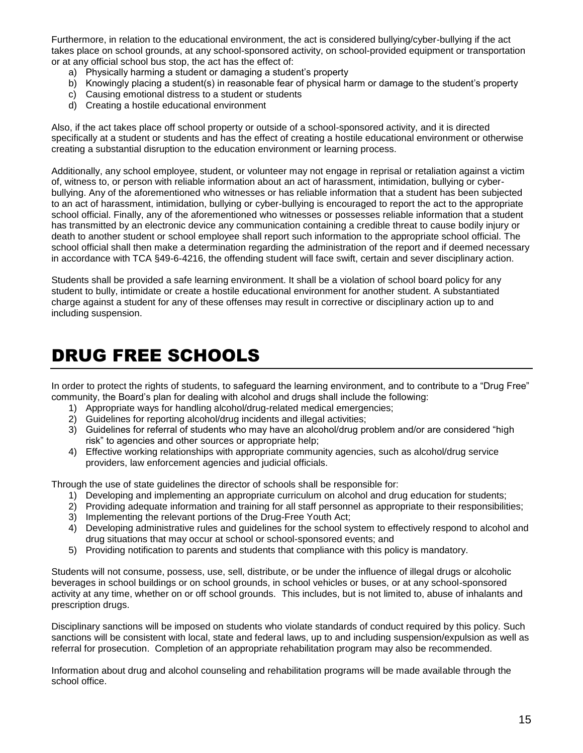Furthermore, in relation to the educational environment, the act is considered bullying/cyber-bullying if the act takes place on school grounds, at any school-sponsored activity, on school-provided equipment or transportation or at any official school bus stop, the act has the effect of:

a) Physically harming a student or damaging a student's property
b) Knowingly placing a student(s) in reasonable fear of physical harm or damage to the student's property
c) Causing emotional distress to a student or students
d) Creating a hostile educational environment

Also, if the act takes place off school property or outside of a school-sponsored activity, and it is directed specifically at a student or students and has the effect of creating a hostile educational environment or otherwise creating a substantial disruption to the education environment or learning process.

Additionally, any school employee, student, or volunteer may not engage in reprisal or retaliation against a victim of, witness to, or person with reliable information about an act of harassment, intimidation, bullying or cyber-bullying. Any of the aforementioned who witnesses or has reliable information that a student has been subjected to an act of harassment, intimidation, bullying or cyber-bullying is encouraged to report the act to the appropriate school official. Finally, any of the aforementioned who witnesses or possesses reliable information that a student has transmitted by an electronic device any communication containing a credible threat to cause bodily injury or death to another student or school employee shall report such information to the appropriate school official. The school official shall then make a determination regarding the administration of the report and if deemed necessary in accordance with TCA §49-6-4216, the offending student will face swift, certain and sever disciplinary action.

Students shall be provided a safe learning environment. It shall be a violation of school board policy for any student to bully, intimidate or create a hostile educational environment for another student. A substantiated charge against a student for any of these offenses may result in corrective or disciplinary action up to and including suspension.

# DRUG FREE SCHOOLS

In order to protect the rights of students, to safeguard the learning environment, and to contribute to a "Drug Free" community, the Board's plan for dealing with alcohol and drugs shall include the following:

1) Appropriate ways for handling alcohol/drug-related medical emergencies;
2) Guidelines for reporting alcohol/drug incidents and illegal activities;
3) Guidelines for referral of students who may have an alcohol/drug problem and/or are considered "high risk" to agencies and other sources or appropriate help;
4) Effective working relationships with appropriate community agencies, such as alcohol/drug service providers, law enforcement agencies and judicial officials.

Through the use of state guidelines the director of schools shall be responsible for:

1) Developing and implementing an appropriate curriculum on alcohol and drug education for students;
2) Providing adequate information and training for all staff personnel as appropriate to their responsibilities;
3) Implementing the relevant portions of the Drug-Free Youth Act;
4) Developing administrative rules and guidelines for the school system to effectively respond to alcohol and drug situations that may occur at school or school-sponsored events; and
5) Providing notification to parents and students that compliance with this policy is mandatory.

Students will not consume, possess, use, sell, distribute, or be under the influence of illegal drugs or alcoholic beverages in school buildings or on school grounds, in school vehicles or buses, or at any school-sponsored activity at any time, whether on or off school grounds. This includes, but is not limited to, abuse of inhalants and prescription drugs.

Disciplinary sanctions will be imposed on students who violate standards of conduct required by this policy. Such sanctions will be consistent with local, state and federal laws, up to and including suspension/expulsion as well as referral for prosecution. Completion of an appropriate rehabilitation program may also be recommended.

Information about drug and alcohol counseling and rehabilitation programs will be made available through the school office.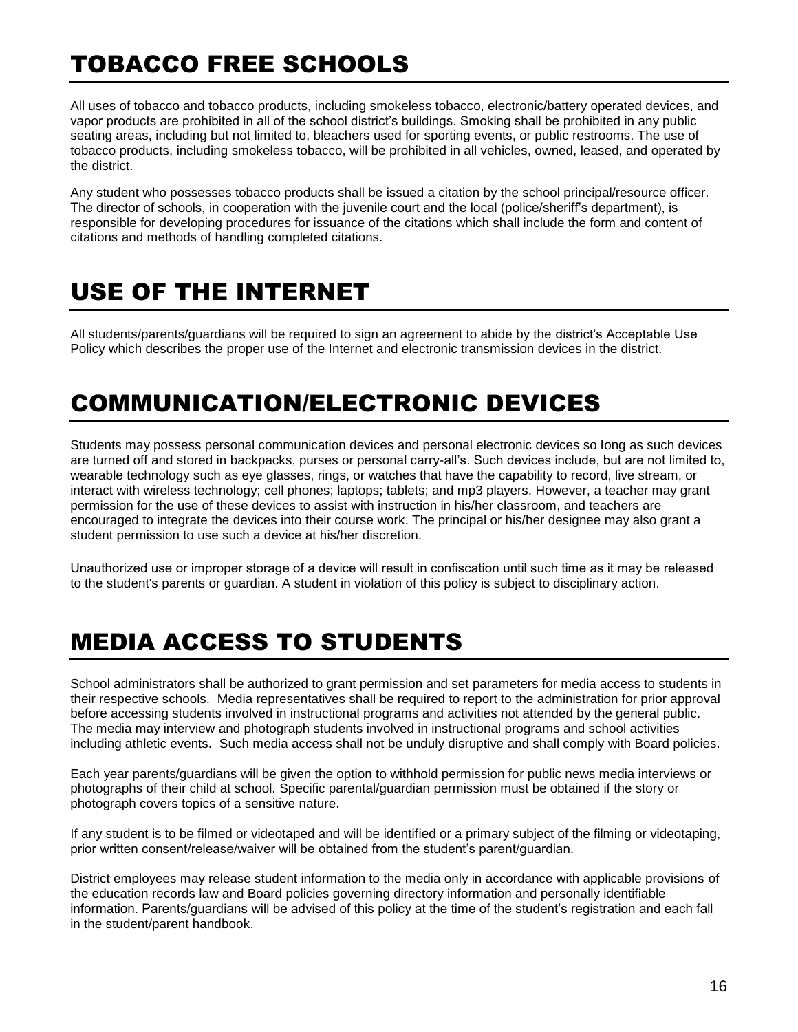# TOBACCO FREE SCHOOLS

All uses of tobacco and tobacco products, including smokeless tobacco, electronic/battery operated devices, and vapor products are prohibited in all of the school district's buildings. Smoking shall be prohibited in any public seating areas, including but not limited to, bleachers used for sporting events, or public restrooms. The use of tobacco products, including smokeless tobacco, will be prohibited in all vehicles, owned, leased, and operated by the district.

Any student who possesses tobacco products shall be issued a citation by the school principal/resource officer. The director of schools, in cooperation with the juvenile court and the local (police/sheriff's department), is responsible for developing procedures for issuance of the citations which shall include the form and content of citations and methods of handling completed citations.

# USE OF THE INTERNET

All students/parents/guardians will be required to sign an agreement to abide by the district's Acceptable Use Policy which describes the proper use of the Internet and electronic transmission devices in the district.

# COMMUNICATION/ELECTRONIC DEVICES

Students may possess personal communication devices and personal electronic devices so long as such devices are turned off and stored in backpacks, purses or personal carry-all's. Such devices include, but are not limited to, wearable technology such as eye glasses, rings, or watches that have the capability to record, live stream, or interact with wireless technology; cell phones; laptops; tablets; and mp3 players. However, a teacher may grant permission for the use of these devices to assist with instruction in his/her classroom, and teachers are encouraged to integrate the devices into their course work. The principal or his/her designee may also grant a student permission to use such a device at his/her discretion.

Unauthorized use or improper storage of a device will result in confiscation until such time as it may be released to the student's parents or guardian. A student in violation of this policy is subject to disciplinary action.

# MEDIA ACCESS TO STUDENTS

School administrators shall be authorized to grant permission and set parameters for media access to students in their respective schools. Media representatives shall be required to report to the administration for prior approval before accessing students involved in instructional programs and activities not attended by the general public. The media may interview and photograph students involved in instructional programs and school activities including athletic events. Such media access shall not be unduly disruptive and shall comply with Board policies.

Each year parents/guardians will be given the option to withhold permission for public news media interviews or photographs of their child at school. Specific parental/guardian permission must be obtained if the story or photograph covers topics of a sensitive nature.

If any student is to be filmed or videotaped and will be identified or a primary subject of the filming or videotaping, prior written consent/release/waiver will be obtained from the student's parent/guardian.

District employees may release student information to the media only in accordance with applicable provisions of the education records law and Board policies governing directory information and personally identifiable information. Parents/guardians will be advised of this policy at the time of the student's registration and each fall in the student/parent handbook.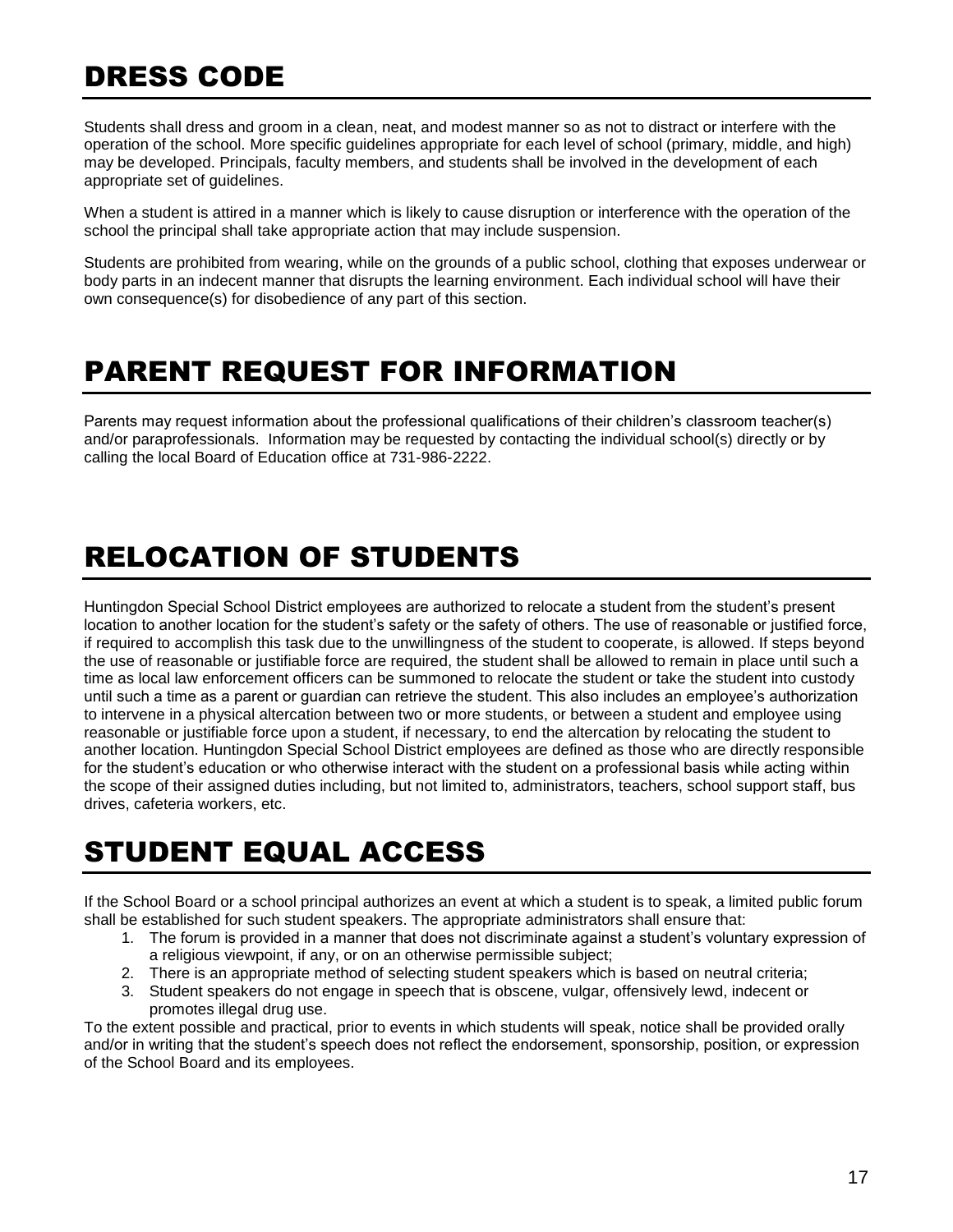# DRESS CODE

Students shall dress and groom in a clean, neat, and modest manner so as not to distract or interfere with the operation of the school. More specific guidelines appropriate for each level of school (primary, middle, and high) may be developed. Principals, faculty members, and students shall be involved in the development of each appropriate set of guidelines.

When a student is attired in a manner which is likely to cause disruption or interference with the operation of the school the principal shall take appropriate action that may include suspension.

Students are prohibited from wearing, while on the grounds of a public school, clothing that exposes underwear or body parts in an indecent manner that disrupts the learning environment. Each individual school will have their own consequence(s) for disobedience of any part of this section.

# PARENT REQUEST FOR INFORMATION

Parents may request information about the professional qualifications of their children's classroom teacher(s) and/or paraprofessionals. Information may be requested by contacting the individual school(s) directly or by calling the local Board of Education office at 731-986-2222.

# RELOCATION OF STUDENTS

Huntingdon Special School District employees are authorized to relocate a student from the student's present location to another location for the student's safety or the safety of others. The use of reasonable or justified force, if required to accomplish this task due to the unwillingness of the student to cooperate, is allowed. If steps beyond the use of reasonable or justifiable force are required, the student shall be allowed to remain in place until such a time as local law enforcement officers can be summoned to relocate the student or take the student into custody until such a time as a parent or guardian can retrieve the student. This also includes an employee's authorization to intervene in a physical altercation between two or more students, or between a student and employee using reasonable or justifiable force upon a student, if necessary, to end the altercation by relocating the student to another location. Huntingdon Special School District employees are defined as those who are directly responsible for the student's education or who otherwise interact with the student on a professional basis while acting within the scope of their assigned duties including, but not limited to, administrators, teachers, school support staff, bus drives, cafeteria workers, etc.

# STUDENT EQUAL ACCESS

If the School Board or a school principal authorizes an event at which a student is to speak, a limited public forum shall be established for such student speakers. The appropriate administrators shall ensure that:

1. The forum is provided in a manner that does not discriminate against a student's voluntary expression of a religious viewpoint, if any, or on an otherwise permissible subject;
2. There is an appropriate method of selecting student speakers which is based on neutral criteria;
3. Student speakers do not engage in speech that is obscene, vulgar, offensively lewd, indecent or promotes illegal drug use.

To the extent possible and practical, prior to events in which students will speak, notice shall be provided orally and/or in writing that the student's speech does not reflect the endorsement, sponsorship, position, or expression of the School Board and its employees.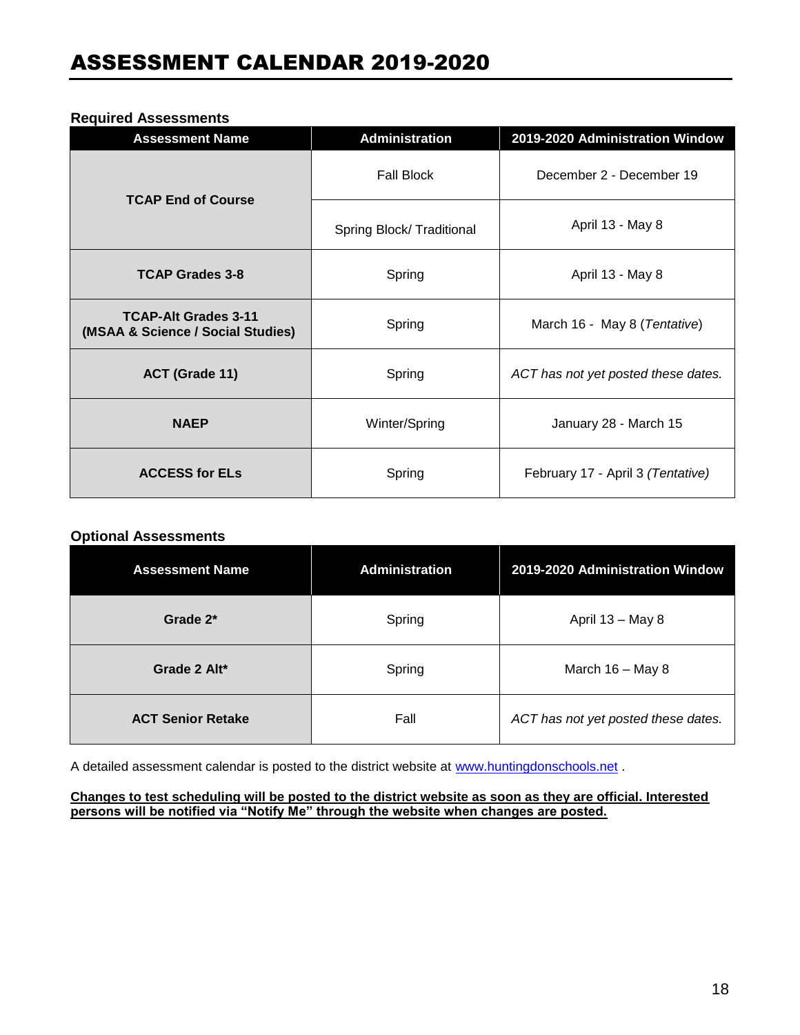# ASSESSMENT CALENDAR 2019-2020

**Required Assessments**

| Assessment Name | Administration | 2019-2020 Administration Window |
|---|---|---|
| **TCAP End of Course** | Fall Block | December 2 - December 19 |
| | Spring Block/ Traditional | April 13 - May 8 |
| **TCAP Grades 3-8** | Spring | April 13 - May 8 |
| **TCAP-Alt Grades 3-11 (MSAA & Science / Social Studies)** | Spring | March 16 - May 8 (*Tentative*) |
| **ACT (Grade 11)** | Spring | *ACT has not yet posted these dates.* |
| **NAEP** | Winter/Spring | January 28 - March 15 |
| **ACCESS for ELs** | Spring | February 17 - April 3 *(Tentative)* |

**Optional Assessments**

| Assessment Name | Administration | 2019-2020 Administration Window |
|---|---|---|
| **Grade 2*** | Spring | April 13 – May 8 |
| **Grade 2 Alt*** | Spring | March 16 – May 8 |
| **ACT Senior Retake** | Fall | *ACT has not yet posted these dates.* |

A detailed assessment calendar is posted to the district website at www.huntingdonschools.net .

**Changes to test scheduling will be posted to the district website as soon as they are official. Interested persons will be notified via "Notify Me" through the website when changes are posted.**